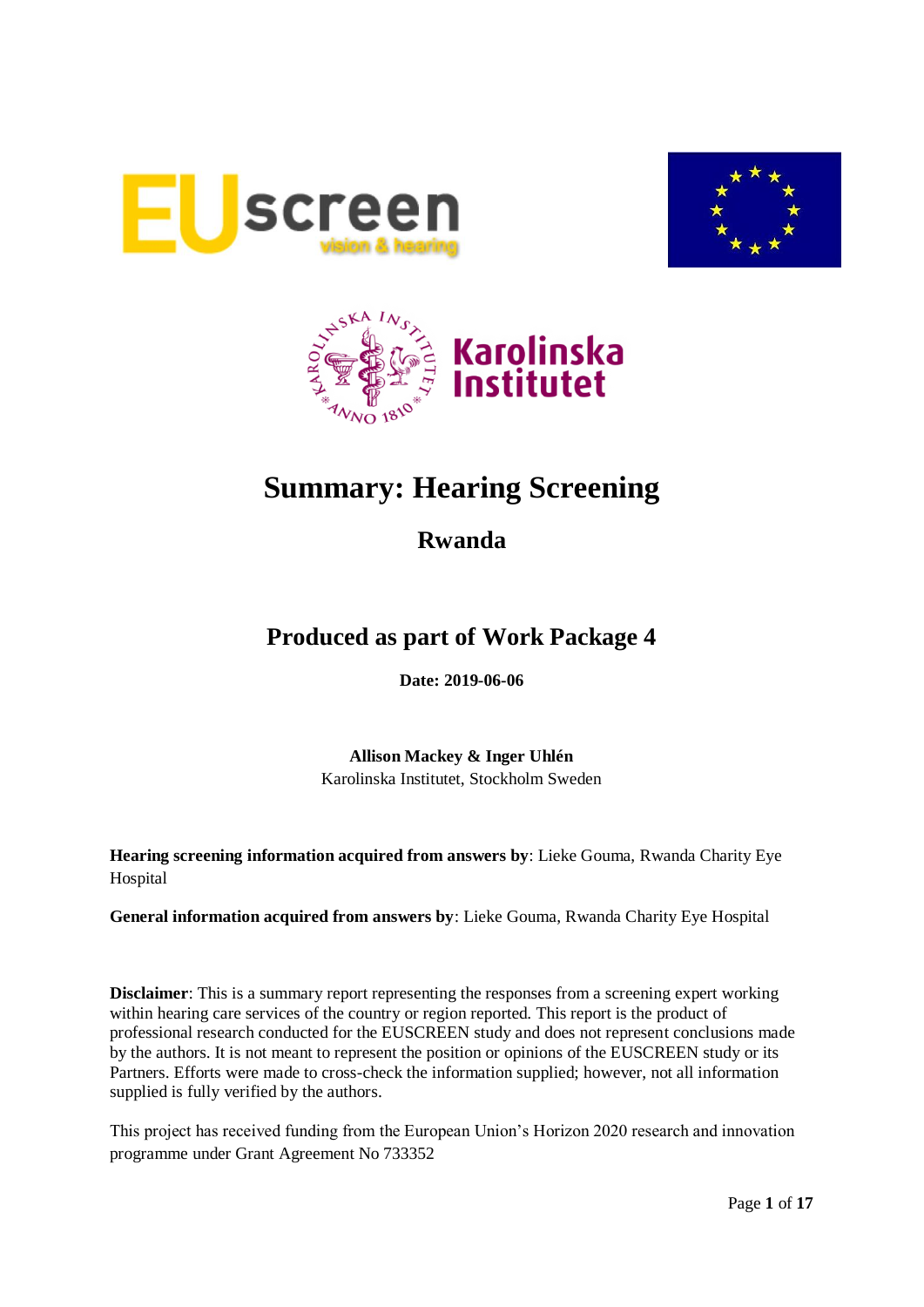# Summary: Hearing Screening

## Rwanda

## Produced as part of Work Package 4

**Date: 2019-06-06**

**Allison Mackey & Inger Uhlén**
Karolinska Institutet, Stockholm Sweden

**Hearing screening information acquired from answers by**: Lieke Gouma, Rwanda Charity Eye Hospital

**General information acquired from answers by**: Lieke Gouma, Rwanda Charity Eye Hospital

**Disclaimer**: This is a summary report representing the responses from a screening expert working within hearing care services of the country or region reported. This report is the product of professional research conducted for the EUSCREEN study and does not represent conclusions made by the authors. It is not meant to represent the position or opinions of the EUSCREEN study or its Partners. Efforts were made to cross-check the information supplied; however, not all information supplied is fully verified by the authors.

This project has received funding from the European Union's Horizon 2020 research and innovation programme under Grant Agreement No 733352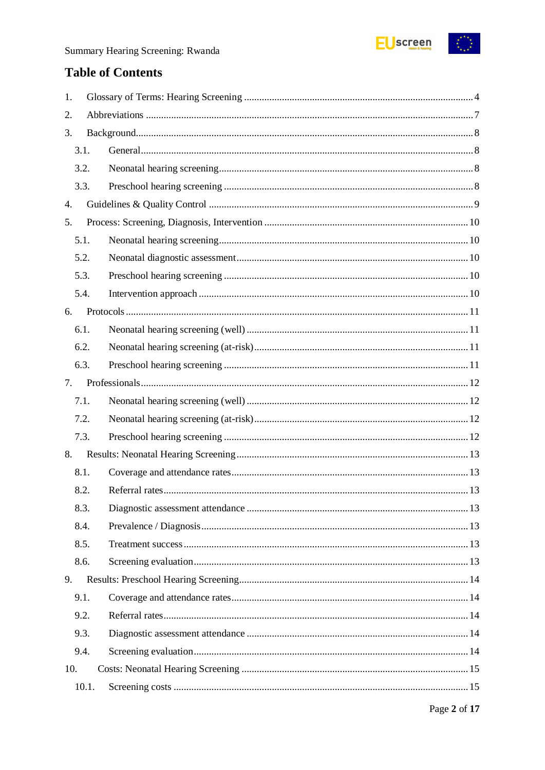# Table of Contents

1. Glossary of Terms: Hearing Screening ........................................ 4
2. Abbreviations ........................................ 7
3. Background ........................................ 8
   - 3.1. General ........................................ 8
   - 3.2. Neonatal hearing screening ........................................ 8
   - 3.3. Preschool hearing screening ........................................ 8
4. Guidelines & Quality Control ........................................ 9
5. Process: Screening, Diagnosis, Intervention ........................................ 10
   - 5.1. Neonatal hearing screening ........................................ 10
   - 5.2. Neonatal diagnostic assessment ........................................ 10
   - 5.3. Preschool hearing screening ........................................ 10
   - 5.4. Intervention approach ........................................ 10
6. Protocols ........................................ 11
   - 6.1. Neonatal hearing screening (well) ........................................ 11
   - 6.2. Neonatal hearing screening (at-risk) ........................................ 11
   - 6.3. Preschool hearing screening ........................................ 11
7. Professionals ........................................ 12
   - 7.1. Neonatal hearing screening (well) ........................................ 12
   - 7.2. Neonatal hearing screening (at-risk) ........................................ 12
   - 7.3. Preschool hearing screening ........................................ 12
8. Results: Neonatal Hearing Screening ........................................ 13
   - 8.1. Coverage and attendance rates ........................................ 13
   - 8.2. Referral rates ........................................ 13
   - 8.3. Diagnostic assessment attendance ........................................ 13
   - 8.4. Prevalence / Diagnosis ........................................ 13
   - 8.5. Treatment success ........................................ 13
   - 8.6. Screening evaluation ........................................ 13
9. Results: Preschool Hearing Screening ........................................ 14
   - 9.1. Coverage and attendance rates ........................................ 14
   - 9.2. Referral rates ........................................ 14
   - 9.3. Diagnostic assessment attendance ........................................ 14
   - 9.4. Screening evaluation ........................................ 14
10. Costs: Neonatal Hearing Screening ........................................ 15
    - 10.1. Screening costs ........................................ 15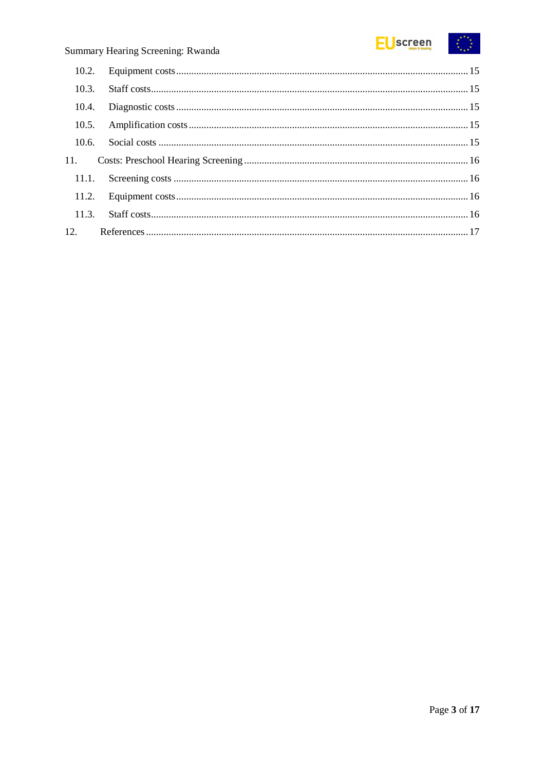10.2. Equipment costs ... 15

10.3. Staff costs ... 15

10.4. Diagnostic costs ... 15

10.5. Amplification costs ... 15

10.6. Social costs ... 15

11. Costs: Preschool Hearing Screening ... 16

11.1. Screening costs ... 16

11.2. Equipment costs ... 16

11.3. Staff costs ... 16

12. References ... 17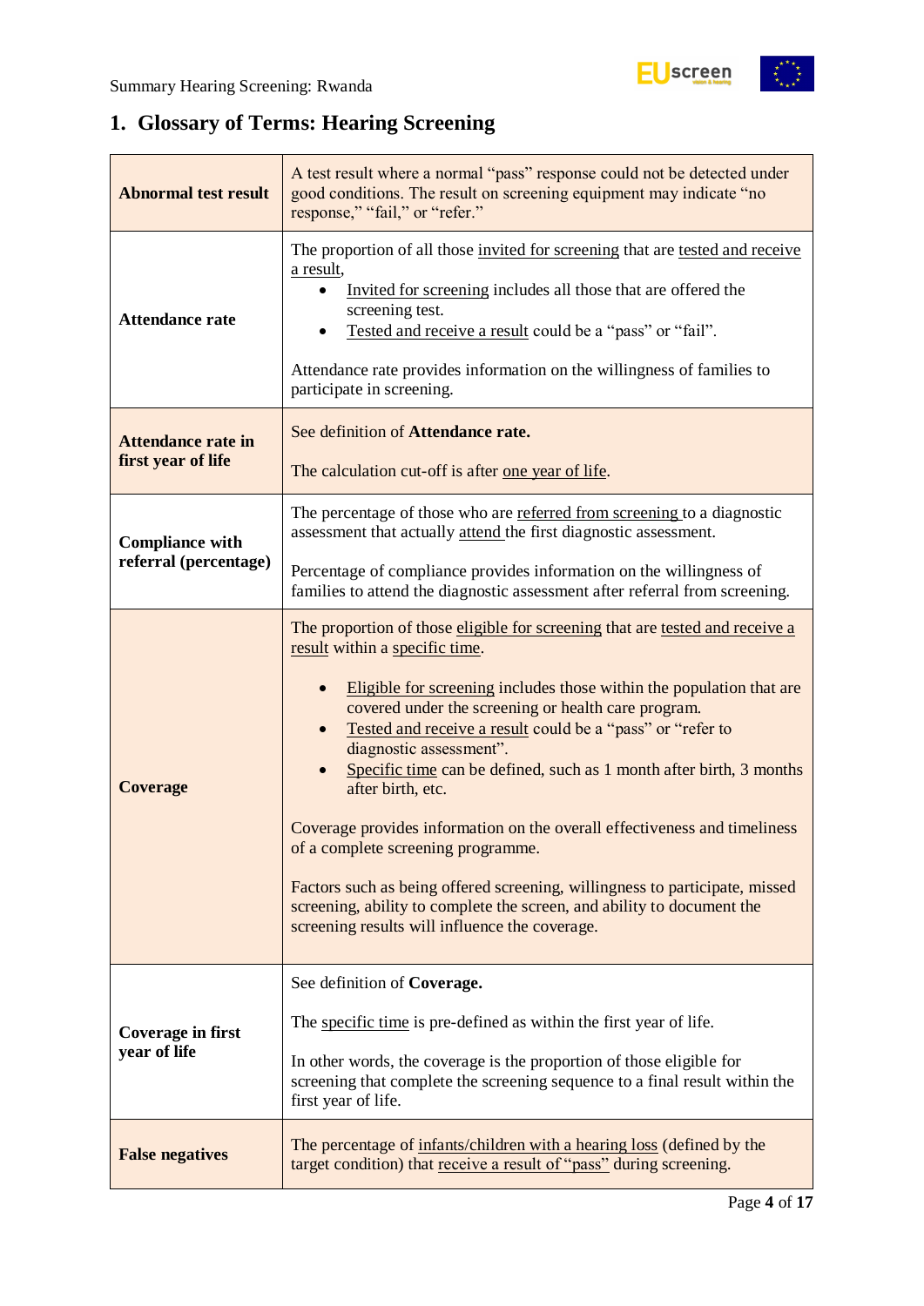# 1. Glossary of Terms: Hearing Screening

| | |
|---|---|
| **Abnormal test result** | A test result where a normal "pass" response could not be detected under good conditions. The result on screening equipment may indicate "no response," "fail," or "refer." |
| **Attendance rate** | The proportion of all those invited for screening that are tested and receive a result,<br>• Invited for screening includes all those that are offered the screening test.<br>• Tested and receive a result could be a "pass" or "fail".<br><br>Attendance rate provides information on the willingness of families to participate in screening. |
| **Attendance rate in first year of life** | See definition of **Attendance rate.**<br><br>The calculation cut-off is after one year of life. |
| **Compliance with referral (percentage)** | The percentage of those who are referred from screening to a diagnostic assessment that actually attend the first diagnostic assessment.<br><br>Percentage of compliance provides information on the willingness of families to attend the diagnostic assessment after referral from screening. |
| **Coverage** | The proportion of those eligible for screening that are tested and receive a result within a specific time.<br><br>• Eligible for screening includes those within the population that are covered under the screening or health care program.<br>• Tested and receive a result could be a "pass" or "refer to diagnostic assessment".<br>• Specific time can be defined, such as 1 month after birth, 3 months after birth, etc.<br><br>Coverage provides information on the overall effectiveness and timeliness of a complete screening programme.<br><br>Factors such as being offered screening, willingness to participate, missed screening, ability to complete the screen, and ability to document the screening results will influence the coverage. |
| **Coverage in first year of life** | See definition of **Coverage.**<br><br>The specific time is pre-defined as within the first year of life.<br><br>In other words, the coverage is the proportion of those eligible for screening that complete the screening sequence to a final result within the first year of life. |
| **False negatives** | The percentage of infants/children with a hearing loss (defined by the target condition) that receive a result of "pass" during screening. |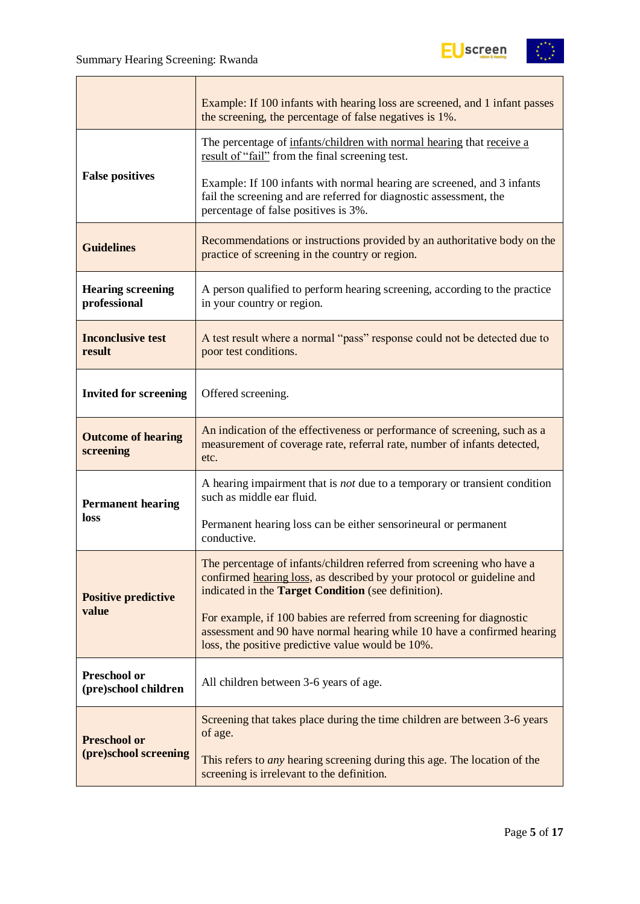| | |
|---|---|
| | Example: If 100 infants with hearing loss are screened, and 1 infant passes the screening, the percentage of false negatives is 1%. |
| **False positives** | The percentage of infants/children with normal hearing that receive a result of "fail" from the final screening test.<br><br>Example: If 100 infants with normal hearing are screened, and 3 infants fail the screening and are referred for diagnostic assessment, the percentage of false positives is 3%. |
| **Guidelines** | Recommendations or instructions provided by an authoritative body on the practice of screening in the country or region. |
| **Hearing screening professional** | A person qualified to perform hearing screening, according to the practice in your country or region. |
| **Inconclusive test result** | A test result where a normal "pass" response could not be detected due to poor test conditions. |
| **Invited for screening** | Offered screening. |
| **Outcome of hearing screening** | An indication of the effectiveness or performance of screening, such as a measurement of coverage rate, referral rate, number of infants detected, etc. |
| **Permanent hearing loss** | A hearing impairment that is *not* due to a temporary or transient condition such as middle ear fluid.<br><br>Permanent hearing loss can be either sensorineural or permanent conductive. |
| **Positive predictive value** | The percentage of infants/children referred from screening who have a confirmed hearing loss, as described by your protocol or guideline and indicated in the **Target Condition** (see definition).<br><br>For example, if 100 babies are referred from screening for diagnostic assessment and 90 have normal hearing while 10 have a confirmed hearing loss, the positive predictive value would be 10%. |
| **Preschool or (pre)school children** | All children between 3-6 years of age. |
| **Preschool or (pre)school screening** | Screening that takes place during the time children are between 3-6 years of age.<br><br>This refers to *any* hearing screening during this age. The location of the screening is irrelevant to the definition. |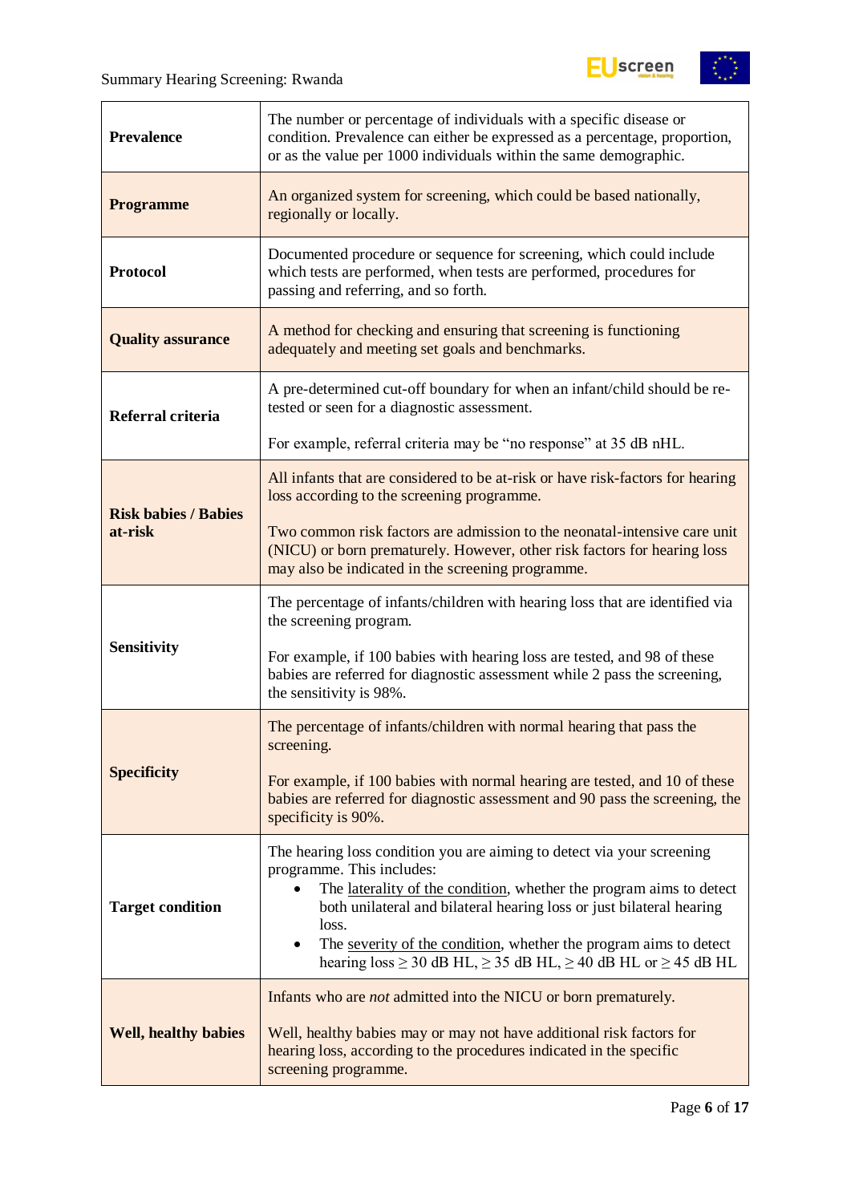| | |
|---|---|
| **Prevalence** | The number or percentage of individuals with a specific disease or condition. Prevalence can either be expressed as a percentage, proportion, or as the value per 1000 individuals within the same demographic. |
| **Programme** | An organized system for screening, which could be based nationally, regionally or locally. |
| **Protocol** | Documented procedure or sequence for screening, which could include which tests are performed, when tests are performed, procedures for passing and referring, and so forth. |
| **Quality assurance** | A method for checking and ensuring that screening is functioning adequately and meeting set goals and benchmarks. |
| **Referral criteria** | A pre-determined cut-off boundary for when an infant/child should be re-tested or seen for a diagnostic assessment.<br><br>For example, referral criteria may be “no response” at 35 dB nHL. |
| **Risk babies / Babies at-risk** | All infants that are considered to be at-risk or have risk-factors for hearing loss according to the screening programme.<br><br>Two common risk factors are admission to the neonatal-intensive care unit (NICU) or born prematurely. However, other risk factors for hearing loss may also be indicated in the screening programme. |
| **Sensitivity** | The percentage of infants/children with hearing loss that are identified via the screening program.<br><br>For example, if 100 babies with hearing loss are tested, and 98 of these babies are referred for diagnostic assessment while 2 pass the screening, the sensitivity is 98%. |
| **Specificity** | The percentage of infants/children with normal hearing that pass the screening.<br><br>For example, if 100 babies with normal hearing are tested, and 10 of these babies are referred for diagnostic assessment and 90 pass the screening, the specificity is 90%. |
| **Target condition** | The hearing loss condition you are aiming to detect via your screening programme. This includes:<br>• The laterality of the condition, whether the program aims to detect both unilateral and bilateral hearing loss or just bilateral hearing loss.<br>• The severity of the condition, whether the program aims to detect hearing loss ≥ 30 dB HL, ≥ 35 dB HL, ≥ 40 dB HL or ≥ 45 dB HL |
| **Well, healthy babies** | Infants who are *not* admitted into the NICU or born prematurely.<br><br>Well, healthy babies may or may not have additional risk factors for hearing loss, according to the procedures indicated in the specific screening programme. |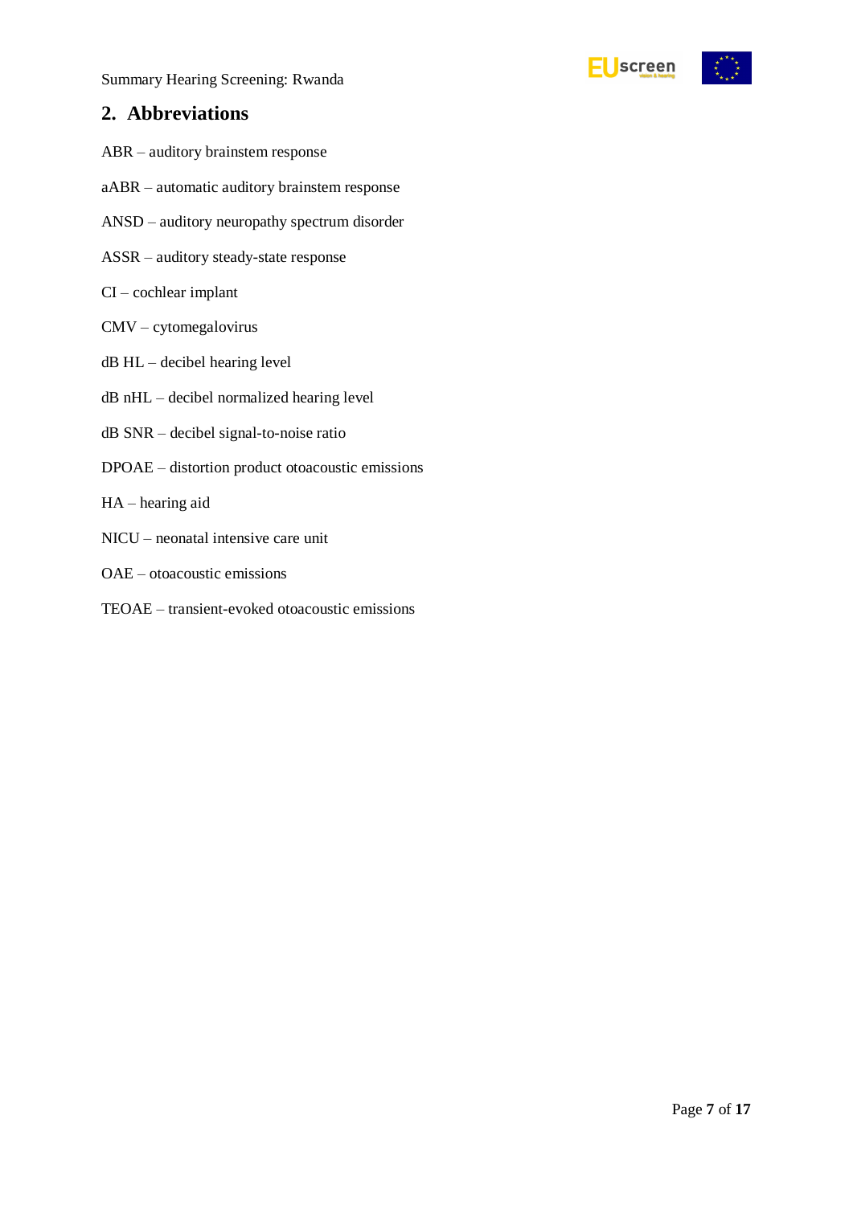## 2. Abbreviations

ABR – auditory brainstem response

aABR – automatic auditory brainstem response

ANSD – auditory neuropathy spectrum disorder

ASSR – auditory steady-state response

CI – cochlear implant

CMV – cytomegalovirus

dB HL – decibel hearing level

dB nHL – decibel normalized hearing level

dB SNR – decibel signal-to-noise ratio

DPOAE – distortion product otoacoustic emissions

HA – hearing aid

NICU – neonatal intensive care unit

OAE – otoacoustic emissions

TEOAE – transient-evoked otoacoustic emissions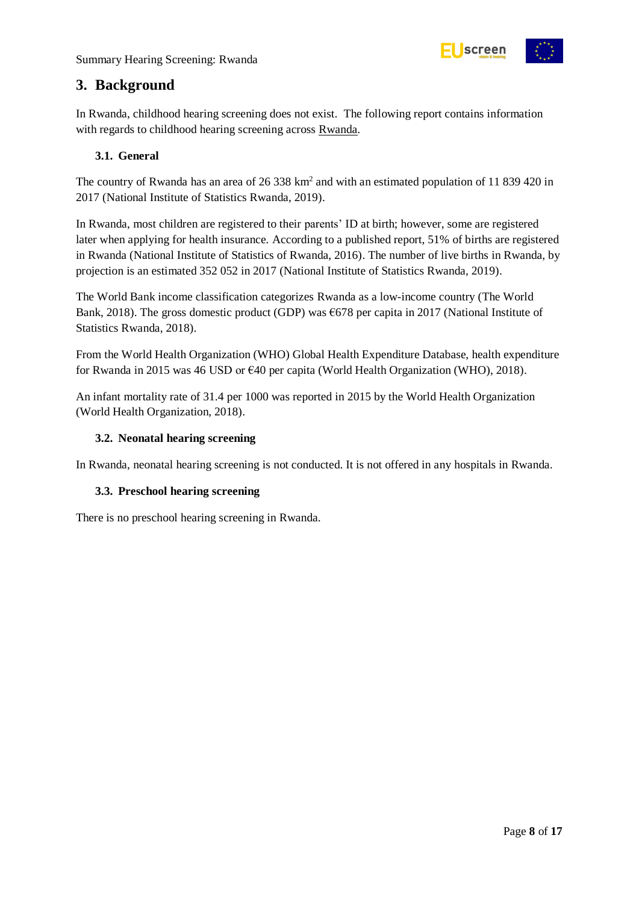# 3. Background

In Rwanda, childhood hearing screening does not exist. The following report contains information with regards to childhood hearing screening across Rwanda.

## 3.1. General

The country of Rwanda has an area of 26 338 km$^2$ and with an estimated population of 11 839 420 in 2017 (National Institute of Statistics Rwanda, 2019).

In Rwanda, most children are registered to their parents' ID at birth; however, some are registered later when applying for health insurance. According to a published report, 51% of births are registered in Rwanda (National Institute of Statistics of Rwanda, 2016). The number of live births in Rwanda, by projection is an estimated 352 052 in 2017 (National Institute of Statistics Rwanda, 2019).

The World Bank income classification categorizes Rwanda as a low-income country (The World Bank, 2018). The gross domestic product (GDP) was €678 per capita in 2017 (National Institute of Statistics Rwanda, 2018).

From the World Health Organization (WHO) Global Health Expenditure Database, health expenditure for Rwanda in 2015 was 46 USD or €40 per capita (World Health Organization (WHO), 2018).

An infant mortality rate of 31.4 per 1000 was reported in 2015 by the World Health Organization (World Health Organization, 2018).

## 3.2. Neonatal hearing screening

In Rwanda, neonatal hearing screening is not conducted. It is not offered in any hospitals in Rwanda.

## 3.3. Preschool hearing screening

There is no preschool hearing screening in Rwanda.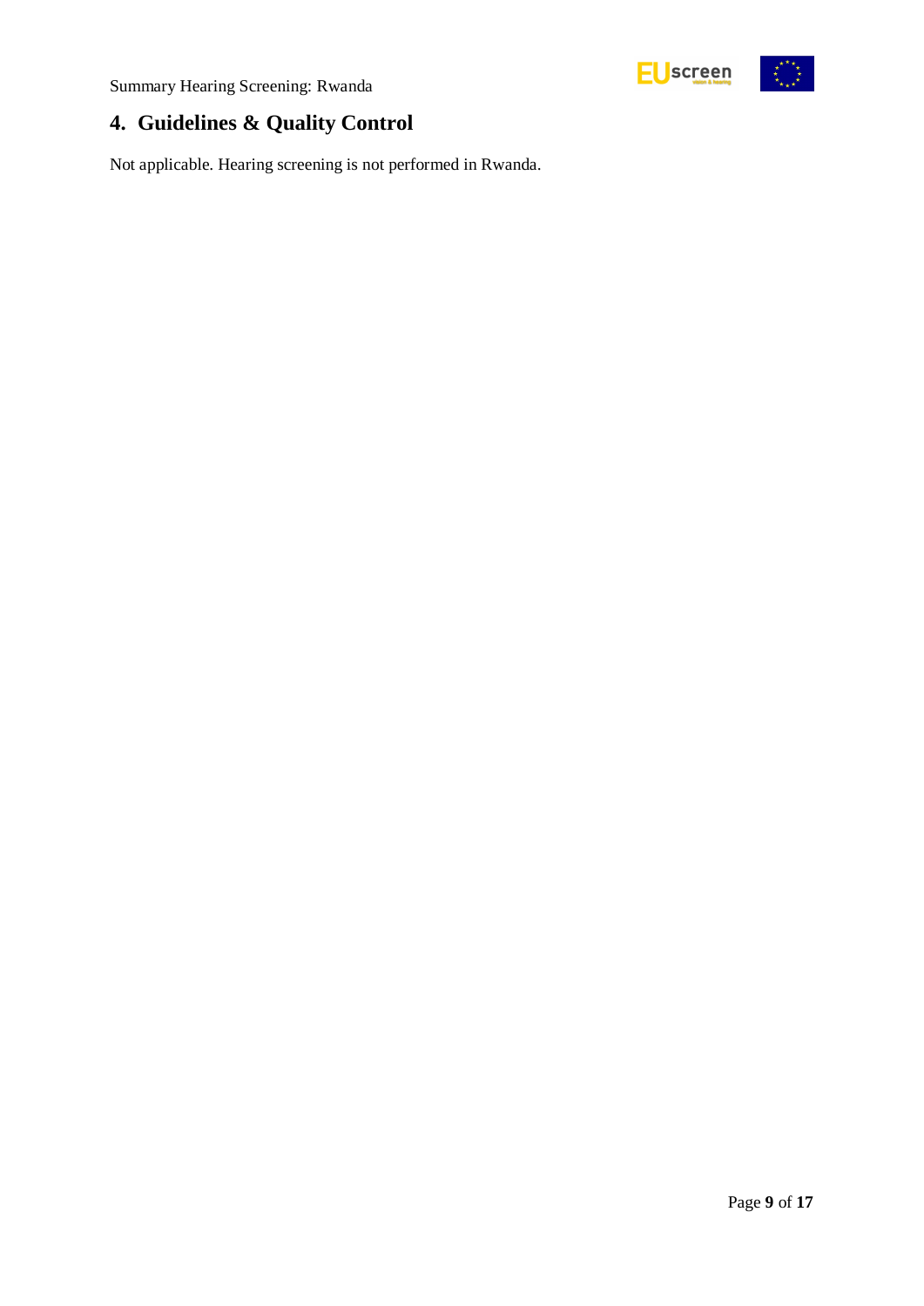## 4. Guidelines & Quality Control

Not applicable. Hearing screening is not performed in Rwanda.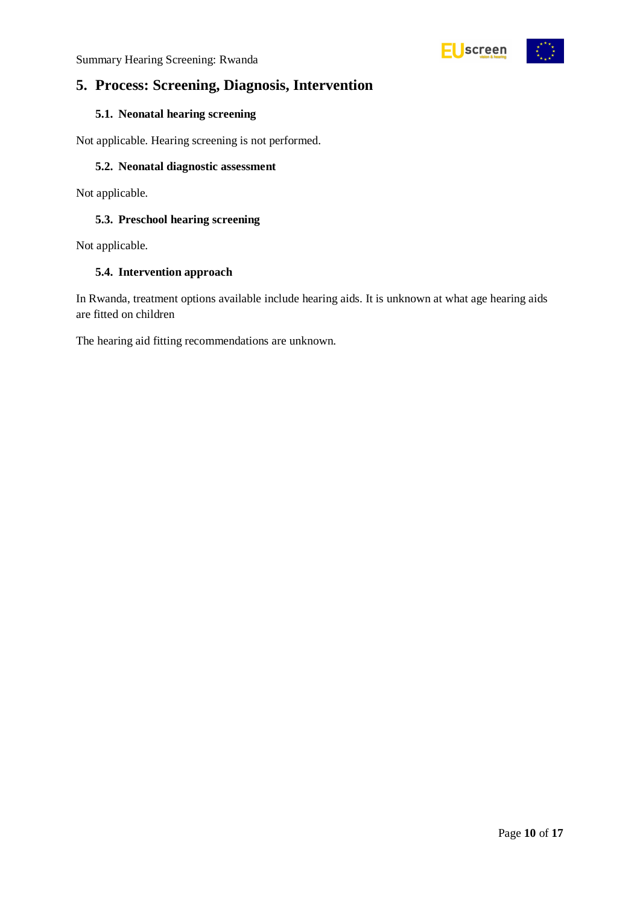## 5. Process: Screening, Diagnosis, Intervention

### 5.1. Neonatal hearing screening

Not applicable. Hearing screening is not performed.

### 5.2. Neonatal diagnostic assessment

Not applicable.

### 5.3. Preschool hearing screening

Not applicable.

### 5.4. Intervention approach

In Rwanda, treatment options available include hearing aids. It is unknown at what age hearing aids are fitted on children

The hearing aid fitting recommendations are unknown.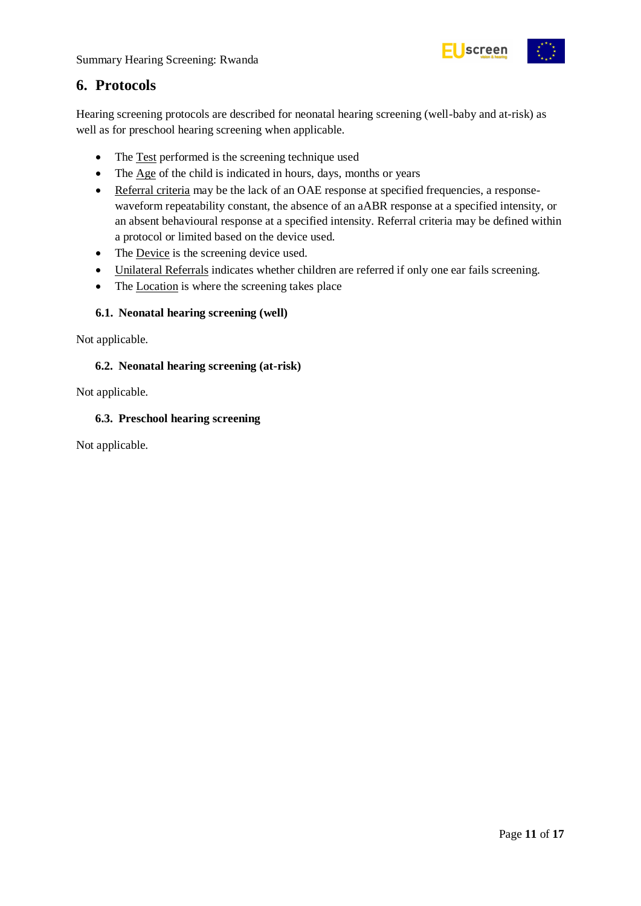## 6. Protocols

Hearing screening protocols are described for neonatal hearing screening (well-baby and at-risk) as well as for preschool hearing screening when applicable.

- The Test performed is the screening technique used
- The Age of the child is indicated in hours, days, months or years
- Referral criteria may be the lack of an OAE response at specified frequencies, a response-waveform repeatability constant, the absence of an aABR response at a specified intensity, or an absent behavioural response at a specified intensity. Referral criteria may be defined within a protocol or limited based on the device used.
- The Device is the screening device used.
- Unilateral Referrals indicates whether children are referred if only one ear fails screening.
- The Location is where the screening takes place

### 6.1. Neonatal hearing screening (well)

Not applicable.

### 6.2. Neonatal hearing screening (at-risk)

Not applicable.

### 6.3. Preschool hearing screening

Not applicable.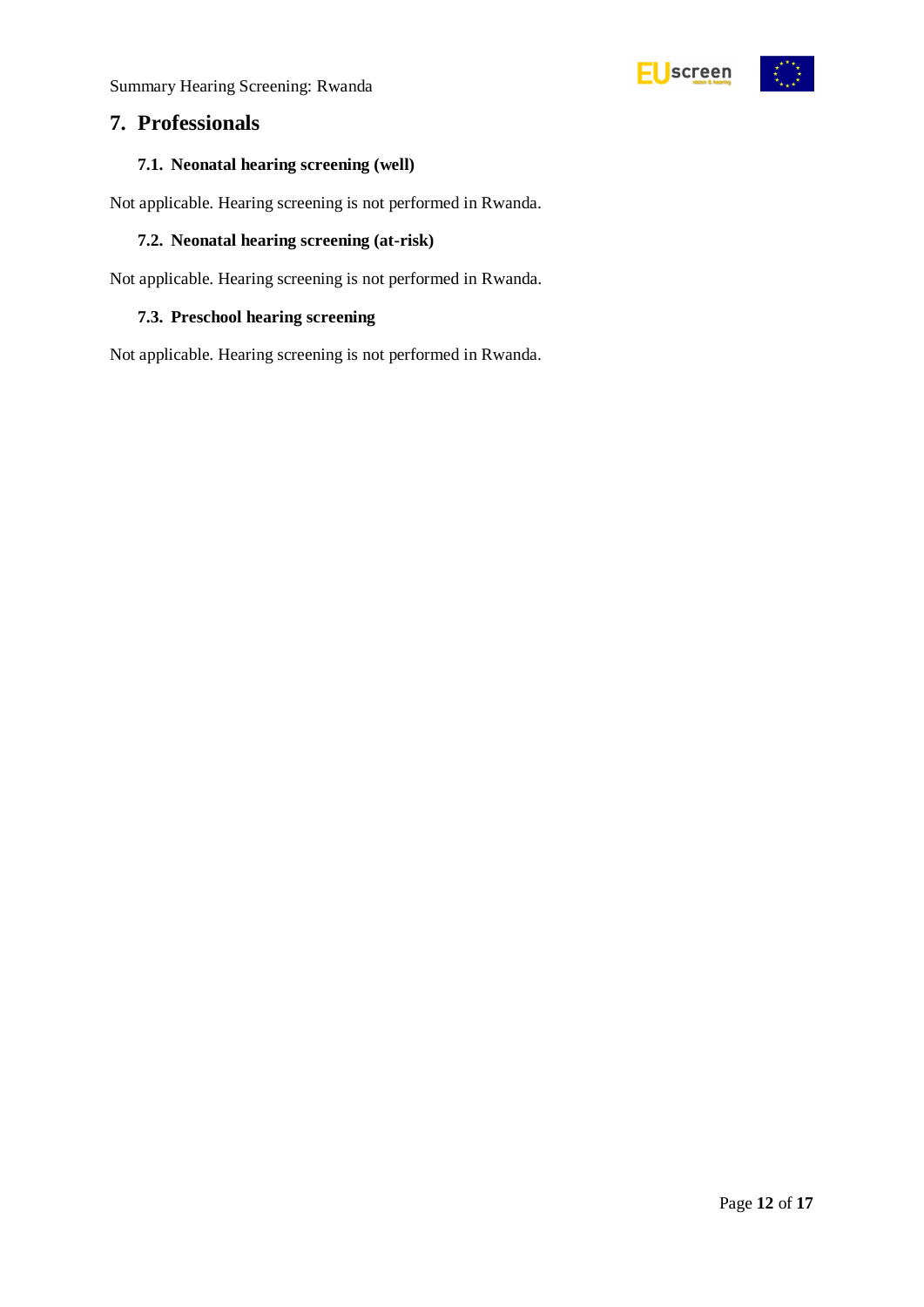## 7. Professionals

### 7.1. Neonatal hearing screening (well)

Not applicable. Hearing screening is not performed in Rwanda.

### 7.2. Neonatal hearing screening (at-risk)

Not applicable. Hearing screening is not performed in Rwanda.

### 7.3. Preschool hearing screening

Not applicable. Hearing screening is not performed in Rwanda.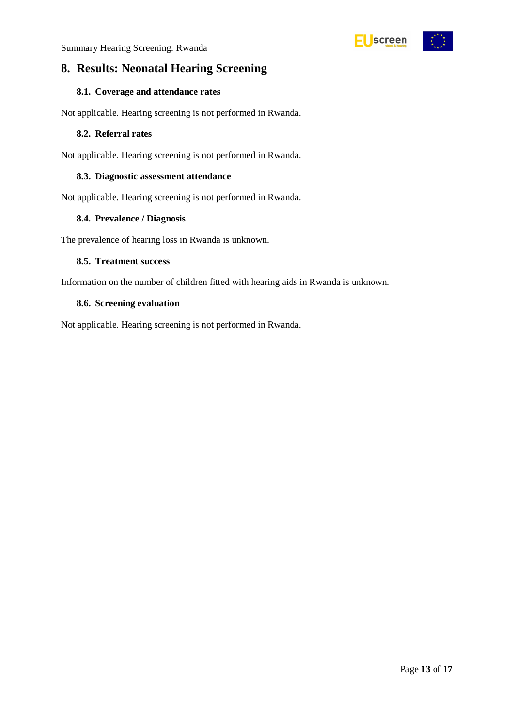## 8. Results: Neonatal Hearing Screening

### 8.1. Coverage and attendance rates

Not applicable. Hearing screening is not performed in Rwanda.

### 8.2. Referral rates

Not applicable. Hearing screening is not performed in Rwanda.

### 8.3. Diagnostic assessment attendance

Not applicable. Hearing screening is not performed in Rwanda.

### 8.4. Prevalence / Diagnosis

The prevalence of hearing loss in Rwanda is unknown.

### 8.5. Treatment success

Information on the number of children fitted with hearing aids in Rwanda is unknown.

### 8.6. Screening evaluation

Not applicable. Hearing screening is not performed in Rwanda.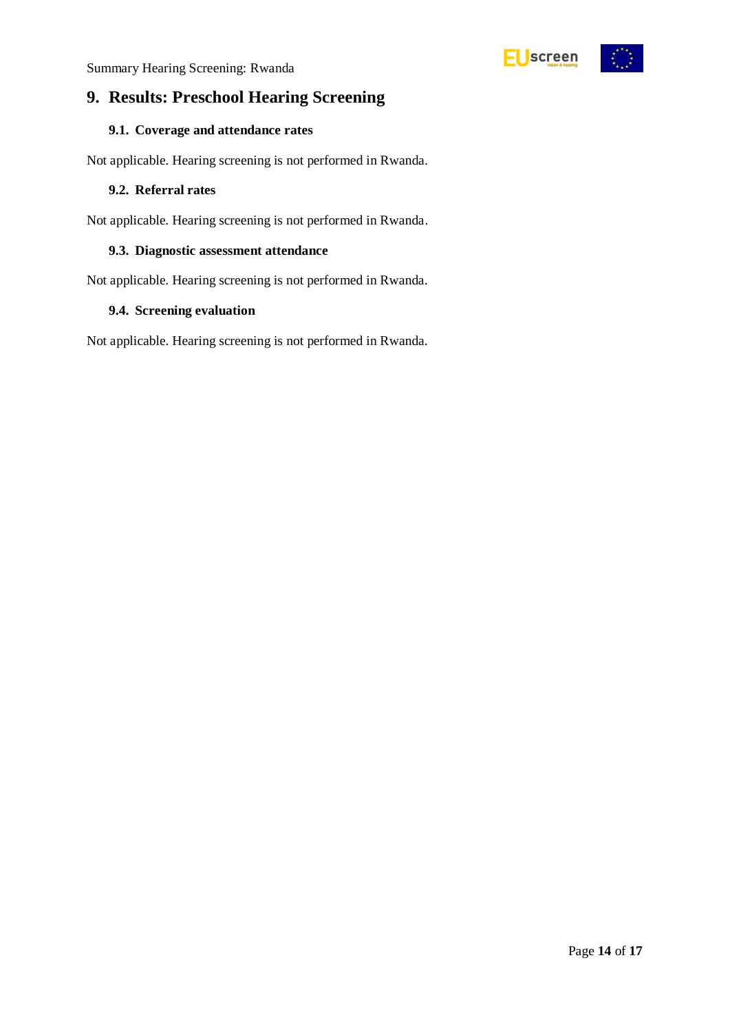## 9. Results: Preschool Hearing Screening

### 9.1. Coverage and attendance rates

Not applicable. Hearing screening is not performed in Rwanda.

### 9.2. Referral rates

Not applicable. Hearing screening is not performed in Rwanda.

### 9.3. Diagnostic assessment attendance

Not applicable. Hearing screening is not performed in Rwanda.

### 9.4. Screening evaluation

Not applicable. Hearing screening is not performed in Rwanda.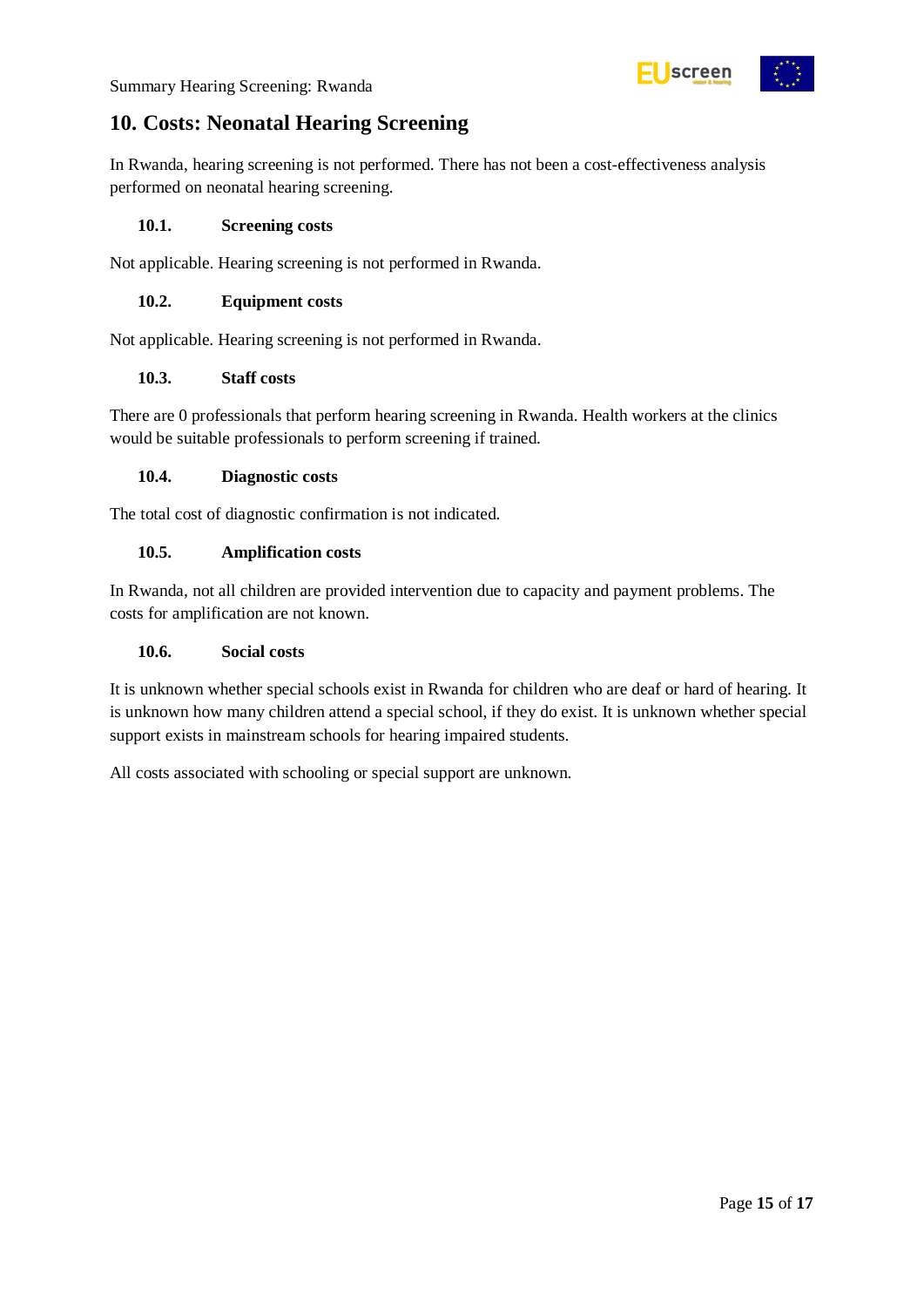## 10. Costs: Neonatal Hearing Screening

In Rwanda, hearing screening is not performed. There has not been a cost-effectiveness analysis performed on neonatal hearing screening.

### 10.1. Screening costs

Not applicable. Hearing screening is not performed in Rwanda.

### 10.2. Equipment costs

Not applicable. Hearing screening is not performed in Rwanda.

### 10.3. Staff costs

There are 0 professionals that perform hearing screening in Rwanda. Health workers at the clinics would be suitable professionals to perform screening if trained.

### 10.4. Diagnostic costs

The total cost of diagnostic confirmation is not indicated.

### 10.5. Amplification costs

In Rwanda, not all children are provided intervention due to capacity and payment problems. The costs for amplification are not known.

### 10.6. Social costs

It is unknown whether special schools exist in Rwanda for children who are deaf or hard of hearing. It is unknown how many children attend a special school, if they do exist. It is unknown whether special support exists in mainstream schools for hearing impaired students.

All costs associated with schooling or special support are unknown.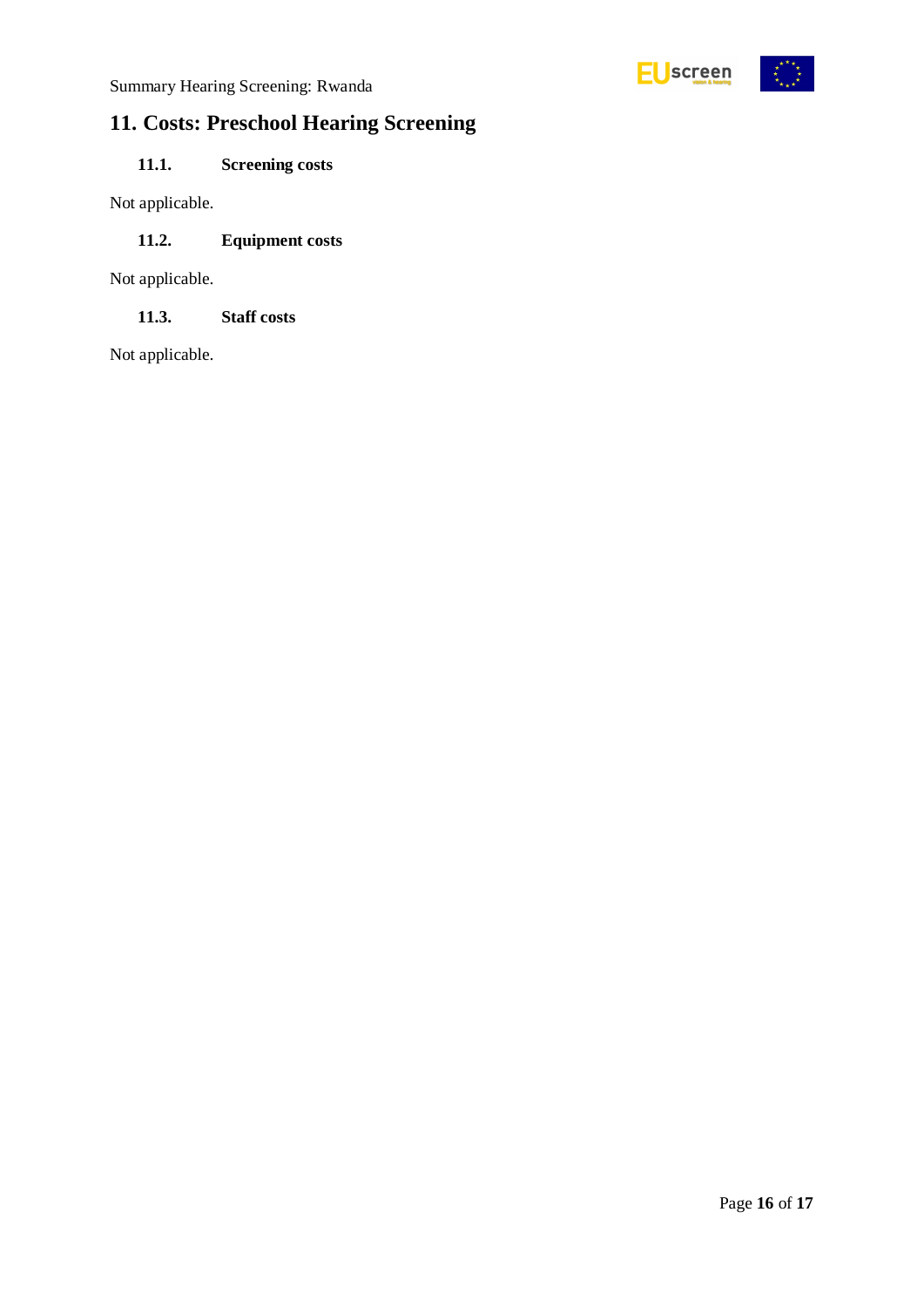## 11. Costs: Preschool Hearing Screening

### 11.1. Screening costs

Not applicable.

### 11.2. Equipment costs

Not applicable.

### 11.3. Staff costs

Not applicable.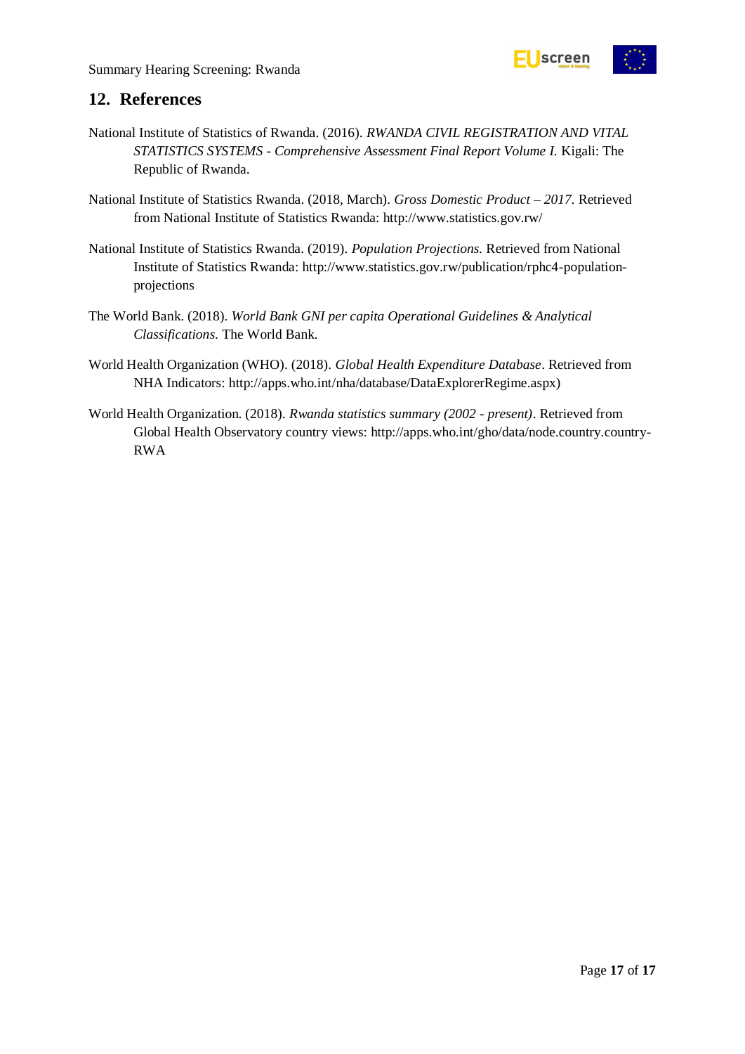## 12. References

National Institute of Statistics of Rwanda. (2016). *RWANDA CIVIL REGISTRATION AND VITAL STATISTICS SYSTEMS - Comprehensive Assessment Final Report Volume I.* Kigali: The Republic of Rwanda.

National Institute of Statistics Rwanda. (2018, March). *Gross Domestic Product – 2017.* Retrieved from National Institute of Statistics Rwanda: http://www.statistics.gov.rw/

National Institute of Statistics Rwanda. (2019). *Population Projections.* Retrieved from National Institute of Statistics Rwanda: http://www.statistics.gov.rw/publication/rphc4-population-projections

The World Bank. (2018). *World Bank GNI per capita Operational Guidelines & Analytical Classifications.* The World Bank.

World Health Organization (WHO). (2018). *Global Health Expenditure Database*. Retrieved from NHA Indicators: http://apps.who.int/nha/database/DataExplorerRegime.aspx)

World Health Organization. (2018). *Rwanda statistics summary (2002 - present)*. Retrieved from Global Health Observatory country views: http://apps.who.int/gho/data/node.country.country-RWA